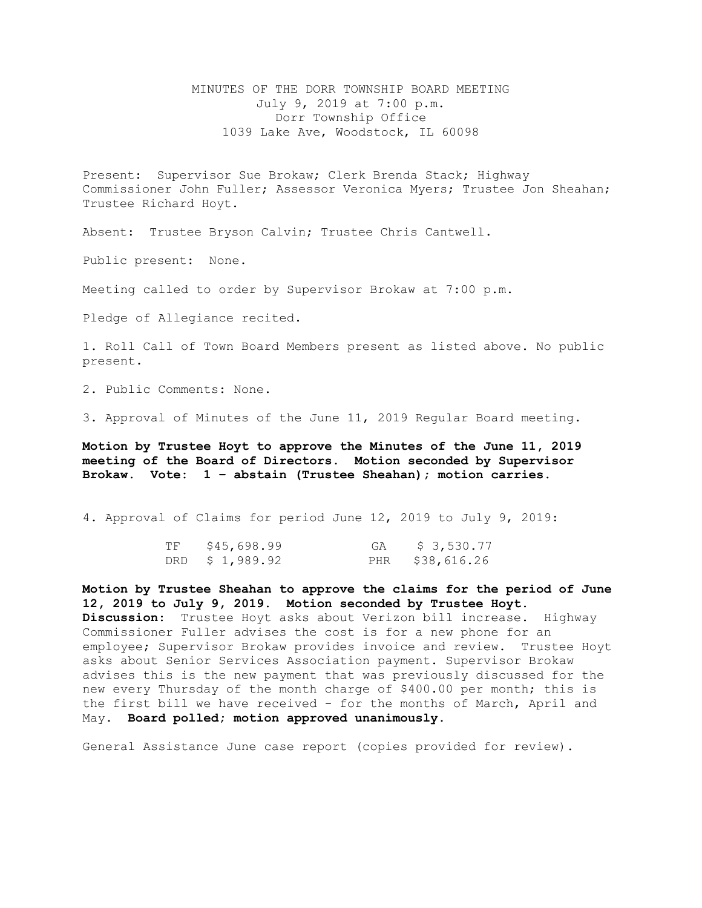# MINUTES OF THE DORR TOWNSHIP BOARD MEETING
July 9, 2019 at 7:00 p.m.
Dorr Township Office
1039 Lake Ave, Woodstock, IL 60098

Present: Supervisor Sue Brokaw; Clerk Brenda Stack; Highway Commissioner John Fuller; Assessor Veronica Myers; Trustee Jon Sheahan; Trustee Richard Hoyt.

Absent: Trustee Bryson Calvin; Trustee Chris Cantwell.

Public present: None.

Meeting called to order by Supervisor Brokaw at 7:00 p.m.

Pledge of Allegiance recited.

1. Roll Call of Town Board Members present as listed above. No public present.

2. Public Comments: None.

3. Approval of Minutes of the June 11, 2019 Regular Board meeting.

**Motion by Trustee Hoyt to approve the Minutes of the June 11, 2019 meeting of the Board of Directors. Motion seconded by Supervisor Brokaw. Vote: 1 – abstain (Trustee Sheahan); motion carries.**

4. Approval of Claims for period June 12, 2019 to July 9, 2019:

| | | | |
|---|---|---|---|
| TF | \$45,698.99 | GA | \$ 3,530.77 |
| DRD | \$ 1,989.92 | PHR | \$38,616.26 |

**Motion by Trustee Sheahan to approve the claims for the period of June 12, 2019 to July 9, 2019. Motion seconded by Trustee Hoyt. Discussion:** Trustee Hoyt asks about Verizon bill increase. Highway Commissioner Fuller advises the cost is for a new phone for an employee; Supervisor Brokaw provides invoice and review. Trustee Hoyt asks about Senior Services Association payment. Supervisor Brokaw advises this is the new payment that was previously discussed for the new every Thursday of the month charge of \$400.00 per month; this is the first bill we have received - for the months of March, April and May. **Board polled; motion approved unanimously.**

General Assistance June case report (copies provided for review).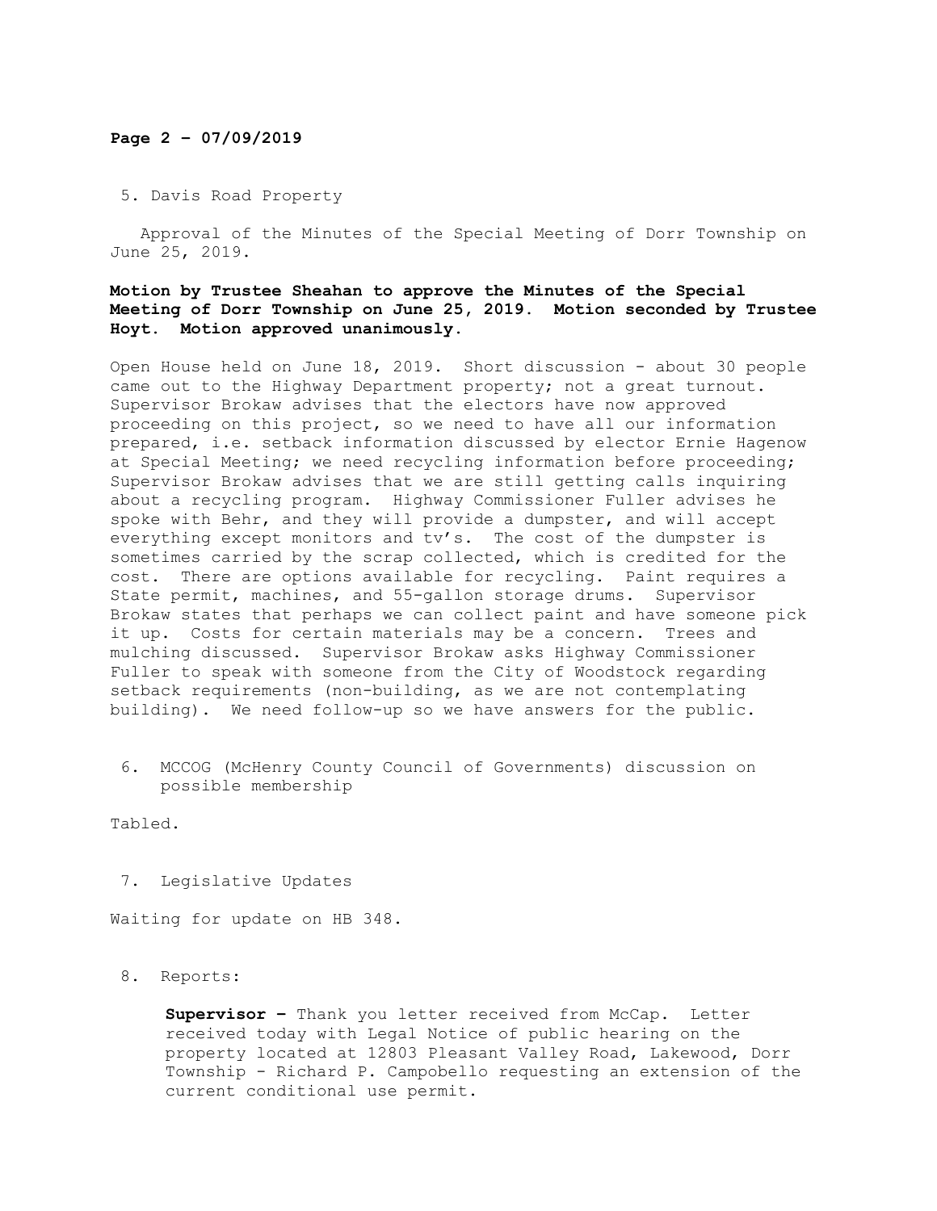5. Davis Road Property

Approval of the Minutes of the Special Meeting of Dorr Township on June 25, 2019.

**Motion by Trustee Sheahan to approve the Minutes of the Special Meeting of Dorr Township on June 25, 2019. Motion seconded by Trustee Hoyt. Motion approved unanimously.**

Open House held on June 18, 2019. Short discussion - about 30 people came out to the Highway Department property; not a great turnout. Supervisor Brokaw advises that the electors have now approved proceeding on this project, so we need to have all our information prepared, i.e. setback information discussed by elector Ernie Hagenow at Special Meeting; we need recycling information before proceeding; Supervisor Brokaw advises that we are still getting calls inquiring about a recycling program. Highway Commissioner Fuller advises he spoke with Behr, and they will provide a dumpster, and will accept everything except monitors and tv's. The cost of the dumpster is sometimes carried by the scrap collected, which is credited for the cost. There are options available for recycling. Paint requires a State permit, machines, and 55-gallon storage drums. Supervisor Brokaw states that perhaps we can collect paint and have someone pick it up. Costs for certain materials may be a concern. Trees and mulching discussed. Supervisor Brokaw asks Highway Commissioner Fuller to speak with someone from the City of Woodstock regarding setback requirements (non-building, as we are not contemplating building). We need follow-up so we have answers for the public.

6. MCCOG (McHenry County Council of Governments) discussion on possible membership

Tabled.

7. Legislative Updates

Waiting for update on HB 348.

8. Reports:

**Supervisor –** Thank you letter received from McCap. Letter received today with Legal Notice of public hearing on the property located at 12803 Pleasant Valley Road, Lakewood, Dorr Township - Richard P. Campobello requesting an extension of the current conditional use permit.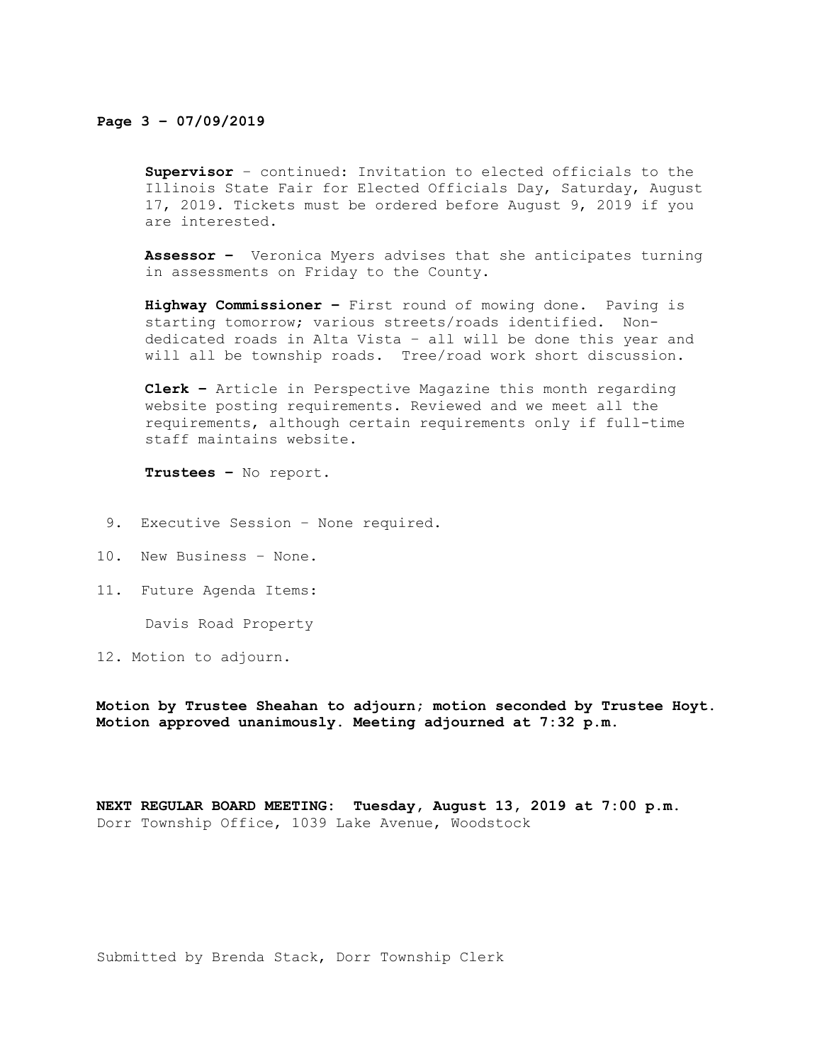**Supervisor** – continued: Invitation to elected officials to the Illinois State Fair for Elected Officials Day, Saturday, August 17, 2019. Tickets must be ordered before August 9, 2019 if you are interested.

**Assessor –** Veronica Myers advises that she anticipates turning in assessments on Friday to the County.

**Highway Commissioner –** First round of mowing done. Paving is starting tomorrow; various streets/roads identified. Non-dedicated roads in Alta Vista – all will be done this year and will all be township roads. Tree/road work short discussion.

**Clerk –** Article in Perspective Magazine this month regarding website posting requirements. Reviewed and we meet all the requirements, although certain requirements only if full-time staff maintains website.

**Trustees –** No report.

9. Executive Session – None required.
10. New Business – None.
11. Future Agenda Items:

    Davis Road Property

12. Motion to adjourn.

**Motion by Trustee Sheahan to adjourn; motion seconded by Trustee Hoyt. Motion approved unanimously. Meeting adjourned at 7:32 p.m.**

**NEXT REGULAR BOARD MEETING: Tuesday, August 13, 2019 at 7:00 p.m.**
Dorr Township Office, 1039 Lake Avenue, Woodstock

Submitted by Brenda Stack, Dorr Township Clerk